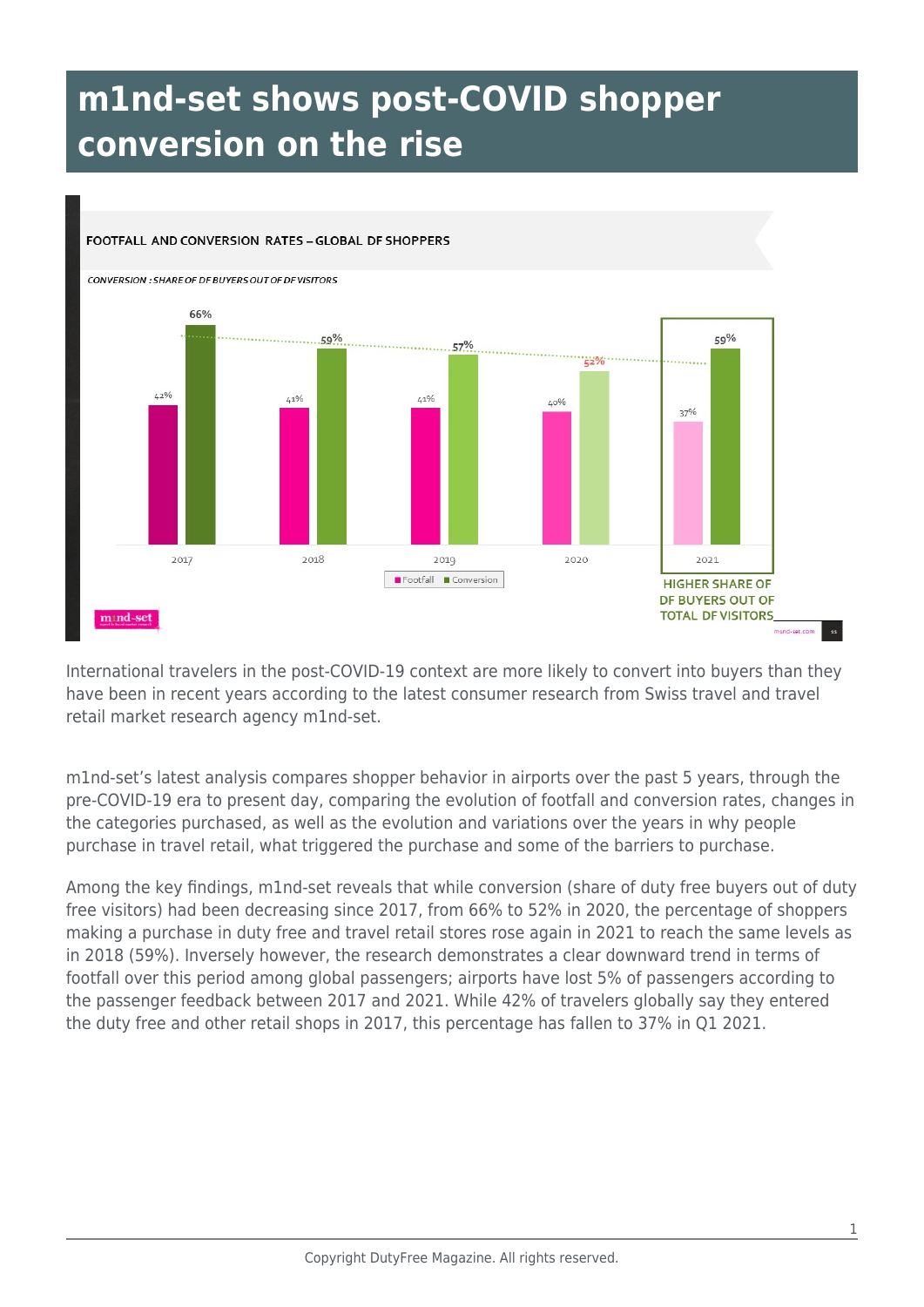# m1nd-set shows post-COVID shopper conversion on the rise

FOOTFALL AND CONVERSION RATES – GLOBAL DF SHOPPERS

CONVERSION : SHARE OF DF BUYERS OUT OF DF VISITORS

| Year | Footfall | Conversion |
|---|---|---|
| 2017 | 42% | 66% |
| 2018 | 41% | 59% |
| 2019 | 41% | 57% |
| 2020 | 40% | 52% |
| 2021 | 37% | 59% |

HIGHER SHARE OF DF BUYERS OUT OF TOTAL DF VISITORS

International travelers in the post-COVID-19 context are more likely to convert into buyers than they have been in recent years according to the latest consumer research from Swiss travel and travel retail market research agency m1nd-set.

m1nd-set's latest analysis compares shopper behavior in airports over the past 5 years, through the pre-COVID-19 era to present day, comparing the evolution of footfall and conversion rates, changes in the categories purchased, as well as the evolution and variations over the years in why people purchase in travel retail, what triggered the purchase and some of the barriers to purchase.

Among the key findings, m1nd-set reveals that while conversion (share of duty free buyers out of duty free visitors) had been decreasing since 2017, from 66% to 52% in 2020, the percentage of shoppers making a purchase in duty free and travel retail stores rose again in 2021 to reach the same levels as in 2018 (59%). Inversely however, the research demonstrates a clear downward trend in terms of footfall over this period among global passengers; airports have lost 5% of passengers according to the passenger feedback between 2017 and 2021. While 42% of travelers globally say they entered the duty free and other retail shops in 2017, this percentage has fallen to 37% in Q1 2021.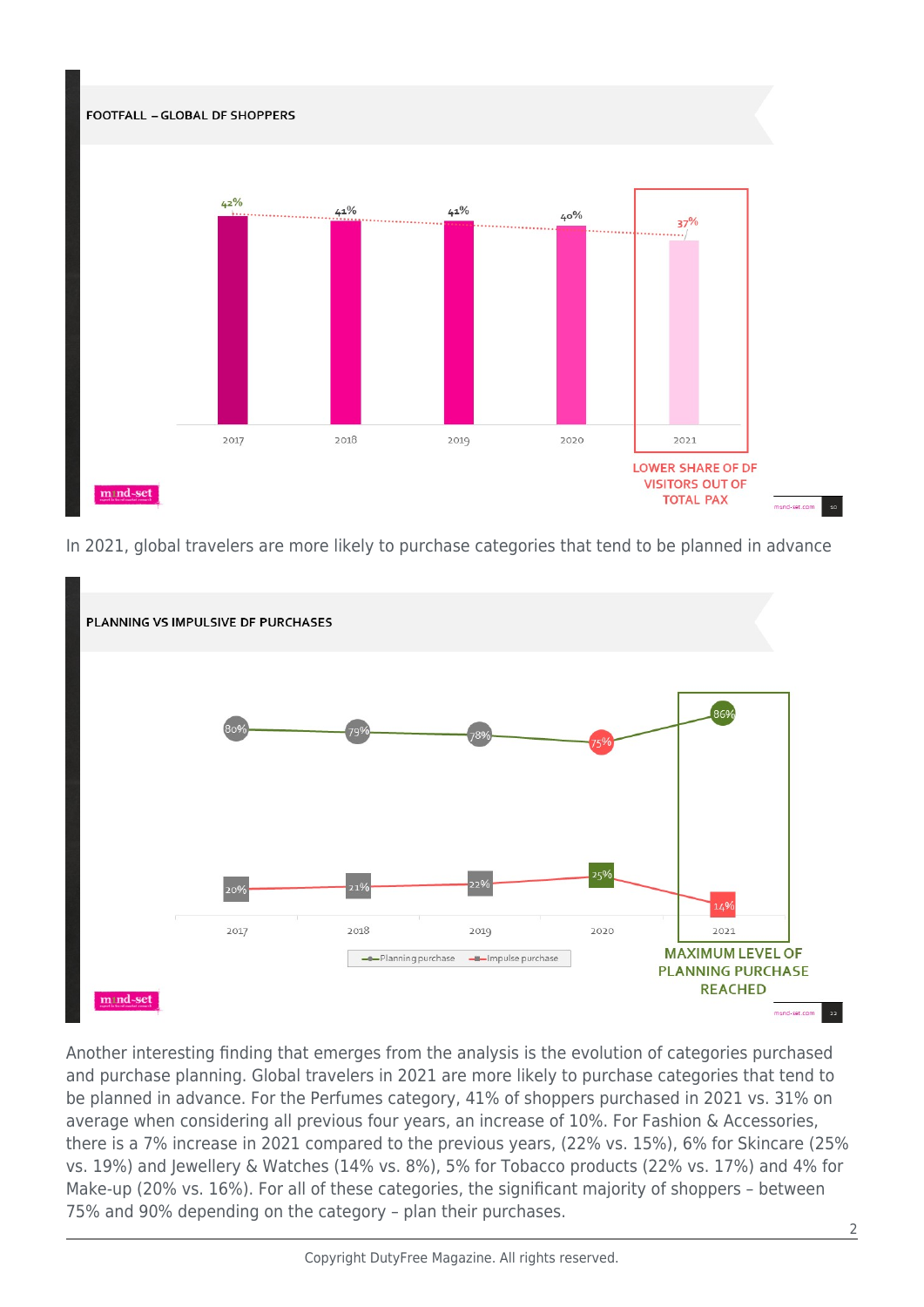**FOOTFALL – GLOBAL DF SHOPPERS**

| Year | Share |
|---|---|
| 2017 | 42% |
| 2018 | 41% |
| 2019 | 41% |
| 2020 | 40% |
| 2021 | 37% |

LOWER SHARE OF DF VISITORS OUT OF TOTAL PAX

In 2021, global travelers are more likely to purchase categories that tend to be planned in advance

**PLANNING VS IMPULSIVE DF PURCHASES**

| Year | Planning purchase | Impulse purchase |
|---|---|---|
| 2017 | 80% | 20% |
| 2018 | 79% | 21% |
| 2019 | 78% | 22% |
| 2020 | 75% | 25% |
| 2021 | 86% | 14% |

MAXIMUM LEVEL OF PLANNING PURCHASE REACHED

Another interesting finding that emerges from the analysis is the evolution of categories purchased and purchase planning. Global travelers in 2021 are more likely to purchase categories that tend to be planned in advance. For the Perfumes category, 41% of shoppers purchased in 2021 vs. 31% on average when considering all previous four years, an increase of 10%. For Fashion & Accessories, there is a 7% increase in 2021 compared to the previous years, (22% vs. 15%), 6% for Skincare (25% vs. 19%) and Jewellery & Watches (14% vs. 8%), 5% for Tobacco products (22% vs. 17%) and 4% for Make-up (20% vs. 16%). For all of these categories, the significant majority of shoppers – between 75% and 90% depending on the category – plan their purchases.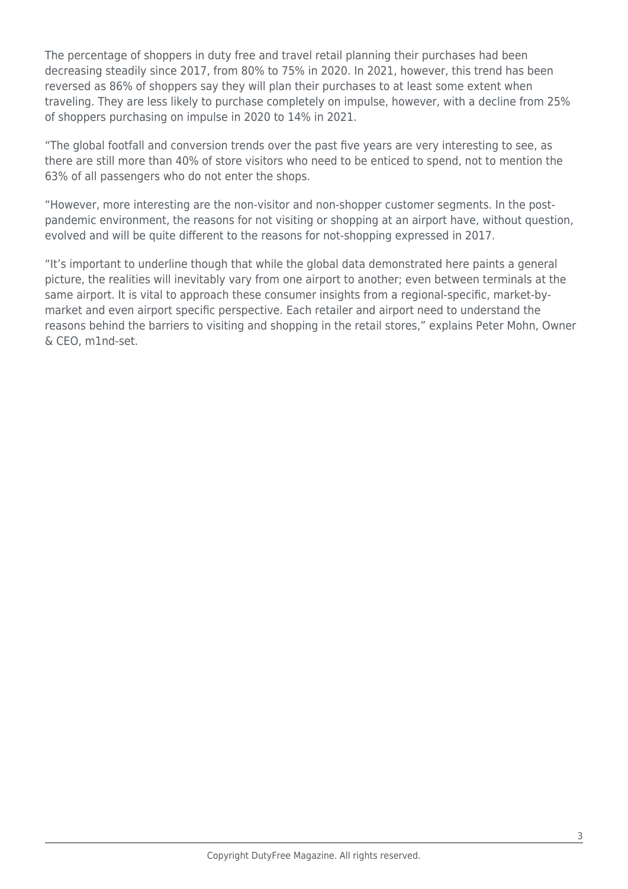The percentage of shoppers in duty free and travel retail planning their purchases had been decreasing steadily since 2017, from 80% to 75% in 2020. In 2021, however, this trend has been reversed as 86% of shoppers say they will plan their purchases to at least some extent when traveling. They are less likely to purchase completely on impulse, however, with a decline from 25% of shoppers purchasing on impulse in 2020 to 14% in 2021.

"The global footfall and conversion trends over the past five years are very interesting to see, as there are still more than 40% of store visitors who need to be enticed to spend, not to mention the 63% of all passengers who do not enter the shops.

"However, more interesting are the non-visitor and non-shopper customer segments. In the post-pandemic environment, the reasons for not visiting or shopping at an airport have, without question, evolved and will be quite different to the reasons for not-shopping expressed in 2017.

"It's important to underline though that while the global data demonstrated here paints a general picture, the realities will inevitably vary from one airport to another; even between terminals at the same airport. It is vital to approach these consumer insights from a regional-specific, market-by-market and even airport specific perspective. Each retailer and airport need to understand the reasons behind the barriers to visiting and shopping in the retail stores," explains Peter Mohn, Owner & CEO, m1nd-set.